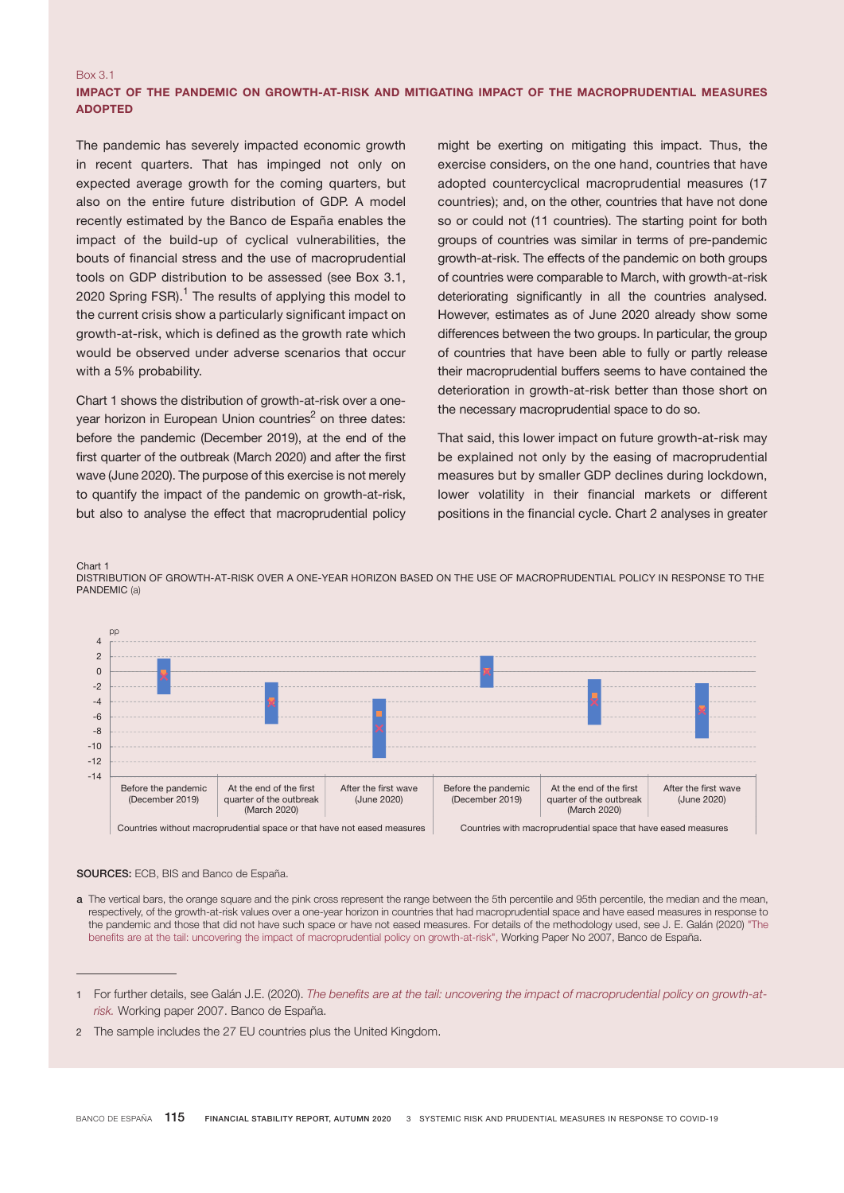Box 3.1

## IMPACT OF THE PANDEMIC ON GROWTH-AT-RISK AND MITIGATING IMPACT OF THE MACROPRUDENTIAL MEASURES ADOPTED

The pandemic has severely impacted economic growth in recent quarters. That has impinged not only on expected average growth for the coming quarters, but also on the entire future distribution of GDP. A model recently estimated by the Banco de España enables the impact of the build-up of cyclical vulnerabilities, the bouts of financial stress and the use of macroprudential tools on GDP distribution to be assessed (see Box 3.1, 2020 Spring FSR).[1] The results of applying this model to the current crisis show a particularly significant impact on growth-at-risk, which is defined as the growth rate which would be observed under adverse scenarios that occur with a 5% probability.

Chart 1 shows the distribution of growth-at-risk over a one-year horizon in European Union countries[2] on three dates: before the pandemic (December 2019), at the end of the first quarter of the outbreak (March 2020) and after the first wave (June 2020). The purpose of this exercise is not merely to quantify the impact of the pandemic on growth-at-risk, but also to analyse the effect that macroprudential policy might be exerting on mitigating this impact. Thus, the exercise considers, on the one hand, countries that have adopted countercyclical macroprudential measures (17 countries); and, on the other, countries that have not done so or could not (11 countries). The starting point for both groups of countries was similar in terms of pre-pandemic growth-at-risk. The effects of the pandemic on both groups of countries were comparable to March, with growth-at-risk deteriorating significantly in all the countries analysed. However, estimates as of June 2020 already show some differences between the two groups. In particular, the group of countries that have been able to fully or partly release their macroprudential buffers seems to have contained the deterioration in growth-at-risk better than those short on the necessary macroprudential space to do so.

That said, this lower impact on future growth-at-risk may be explained not only by the easing of macroprudential measures but by smaller GDP declines during lockdown, lower volatility in their financial markets or different positions in the financial cycle. Chart 2 analyses in greater

Chart 1
DISTRIBUTION OF GROWTH-AT-RISK OVER A ONE-YEAR HORIZON BASED ON THE USE OF MACROPRUDENTIAL POLICY IN RESPONSE TO THE PANDEMIC (a)

SOURCES: ECB, BIS and Banco de España.

a The vertical bars, the orange square and the pink cross represent the range between the 5th percentile and 95th percentile, the median and the mean, respectively, of the growth-at-risk values over a one-year horizon in countries that had macroprudential space and have eased measures in response to the pandemic and those that did not have such space or have not eased measures. For details of the methodology used, see J. E. Galán (2020) "The benefits are at the tail: uncovering the impact of macroprudential policy on growth-at-risk", Working Paper No 2007, Banco de España.

1 For further details, see Galán J.E. (2020). *The benefits are at the tail: uncovering the impact of macroprudential policy on growth-at-risk.* Working paper 2007. Banco de España.

2 The sample includes the 27 EU countries plus the United Kingdom.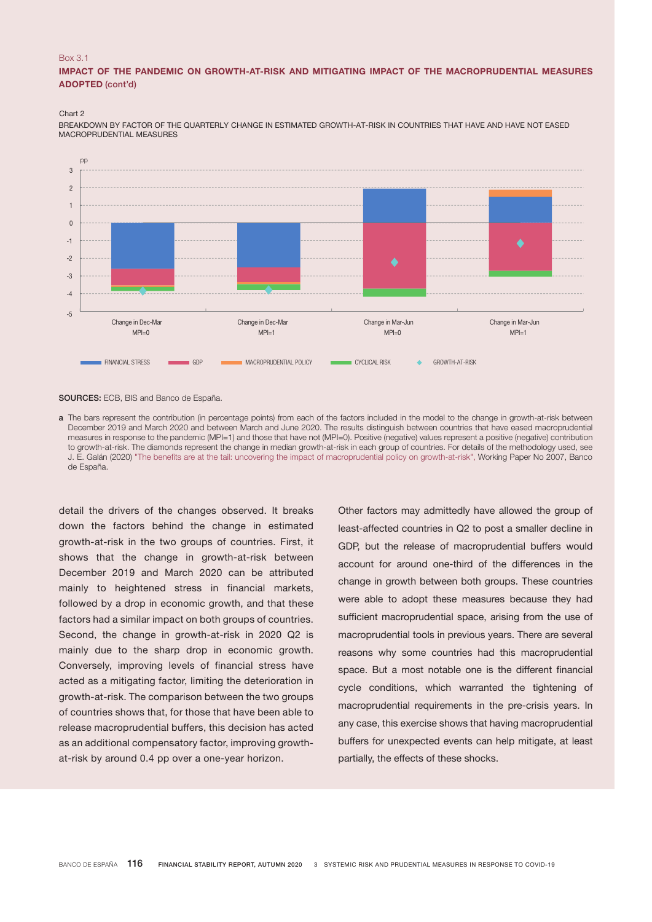Box 3.1

**IMPACT OF THE PANDEMIC ON GROWTH-AT-RISK AND MITIGATING IMPACT OF THE MACROPRUDENTIAL MEASURES ADOPTED (cont'd)**

Chart 2

BREAKDOWN BY FACTOR OF THE QUARTERLY CHANGE IN ESTIMATED GROWTH-AT-RISK IN COUNTRIES THAT HAVE AND HAVE NOT EASED MACROPRUDENTIAL MEASURES

pp

3
2
1
0
-1
-2
-3
-4
-5

Change in Dec-Mar MPI=0
Change in Dec-Mar MPI=1
Change in Mar-Jun MPI=0
Change in Mar-Jun MPI=1

FINANCIAL STRESS
GDP
MACROPRUDENTIAL POLICY
CYCLICAL RISK
GROWTH-AT-RISK

**SOURCES:** ECB, BIS and Banco de España.

**a** The bars represent the contribution (in percentage points) from each of the factors included in the model to the change in growth-at-risk between December 2019 and March 2020 and between March and June 2020. The results distinguish between countries that have eased macroprudential measures in response to the pandemic (MPI=1) and those that have not (MPI=0). Positive (negative) values represent a positive (negative) contribution to growth-at-risk. The diamonds represent the change in median growth-at-risk in each group of countries. For details of the methodology used, see J. E. Galán (2020) "The benefits are at the tail: uncovering the impact of macroprudential policy on growth-at-risk", Working Paper No 2007, Banco de España.

detail the drivers of the changes observed. It breaks down the factors behind the change in estimated growth-at-risk in the two groups of countries. First, it shows that the change in growth-at-risk between December 2019 and March 2020 can be attributed mainly to heightened stress in financial markets, followed by a drop in economic growth, and that these factors had a similar impact on both groups of countries. Second, the change in growth-at-risk in 2020 Q2 is mainly due to the sharp drop in economic growth. Conversely, improving levels of financial stress have acted as a mitigating factor, limiting the deterioration in growth-at-risk. The comparison between the two groups of countries shows that, for those that have been able to release macroprudential buffers, this decision has acted as an additional compensatory factor, improving growth-at-risk by around 0.4 pp over a one-year horizon.

Other factors may admittedly have allowed the group of least-affected countries in Q2 to post a smaller decline in GDP, but the release of macroprudential buffers would account for around one-third of the differences in the change in growth between both groups. These countries were able to adopt these measures because they had sufficient macroprudential space, arising from the use of macroprudential tools in previous years. There are several reasons why some countries had this macroprudential space. But a most notable one is the different financial cycle conditions, which warranted the tightening of macroprudential requirements in the pre-crisis years. In any case, this exercise shows that having macroprudential buffers for unexpected events can help mitigate, at least partially, the effects of these shocks.